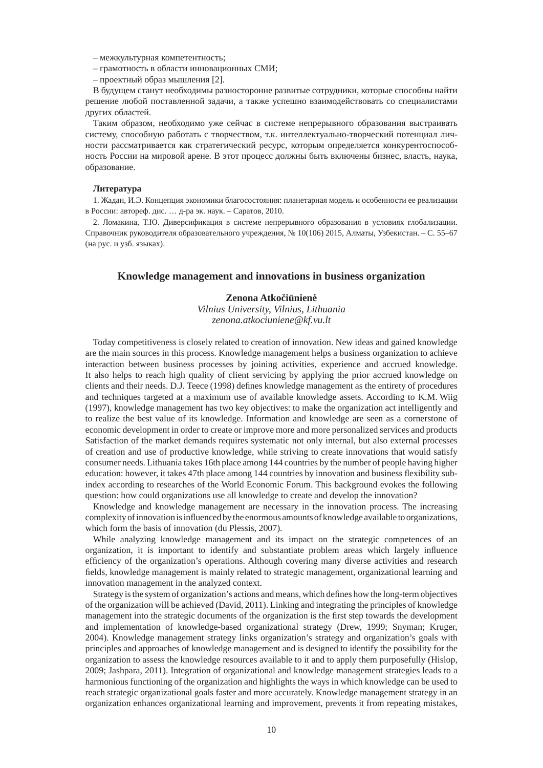– межкультурная компетентность;

– грамотность в области инновационных СМИ;

– проектный образ мышления [2].

В будущем станут необходимы разносторонне развитые сотрудники, которые способны найти решение любой поставленной задачи, а также успешно взаимодействовать со специалистами других областей.

Таким образом, необходимо уже сейчас в системе непрерывного образования выстраивать систему, способную работать с творчеством, т.к. интеллектуально-творческий потенциал личности рассматривается как стратегический ресурс, которым определяется конкурентоспособность России на мировой арене. В этот процесс должны быть включены бизнес, власть, наука, образование.

**Литература**

1. Жадан, И.Э. Концепция экономики благосостояния: планетарная модель и особенности ее реализации в России: автореф. дис. … д-ра эк. наук. – Саратов, 2010.

2. Ломакина, Т.Ю. Диверсификация в системе непрерывного образования в условиях глобализации. Справочник руководителя образовательного учреждения, № 10(106) 2015, Алматы, Узбекистан. – С. 55–67 (на рус. и узб. языках).

## Knowledge management and innovations in business organization

**Zenona Atkočiūnienė**
*Vilnius University, Vilnius, Lithuania*
*zenona.atkociuniene@kf.vu.lt*

Today competitiveness is closely related to creation of innovation. New ideas and gained knowledge are the main sources in this process. Knowledge management helps a business organization to achieve interaction between business processes by joining activities, experience and accrued knowledge. It also helps to reach high quality of client servicing by applying the prior accrued knowledge on clients and their needs. D.J. Teece (1998) defines knowledge management as the entirety of procedures and techniques targeted at a maximum use of available knowledge assets. According to K.M. Wiig (1997), knowledge management has two key objectives: to make the organization act intelligently and to realize the best value of its knowledge. Information and knowledge are seen as a cornerstone of economic development in order to create or improve more and more personalized services and products Satisfaction of the market demands requires systematic not only internal, but also external processes of creation and use of productive knowledge, while striving to create innovations that would satisfy consumer needs. Lithuania takes 16th place among 144 countries by the number of people having higher education: however, it takes 47th place among 144 countries by innovation and business flexibility subindex according to researches of the World Economic Forum. This background evokes the following question: how could organizations use all knowledge to create and develop the innovation?

Knowledge and knowledge management are necessary in the innovation process. The increasing complexity of innovation is influenced by the enormous amounts of knowledge available to organizations, which form the basis of innovation (du Plessis, 2007).

While analyzing knowledge management and its impact on the strategic competences of an organization, it is important to identify and substantiate problem areas which largely influence efficiency of the organization's operations. Although covering many diverse activities and research fields, knowledge management is mainly related to strategic management, organizational learning and innovation management in the analyzed context.

Strategy is the system of organization's actions and means, which defines how the long-term objectives of the organization will be achieved (David, 2011). Linking and integrating the principles of knowledge management into the strategic documents of the organization is the first step towards the development and implementation of knowledge-based organizational strategy (Drew, 1999; Snyman; Kruger, 2004). Knowledge management strategy links organization's strategy and organization's goals with principles and approaches of knowledge management and is designed to identify the possibility for the organization to assess the knowledge resources available to it and to apply them purposefully (Hislop, 2009; Jashpara, 2011). Integration of organizational and knowledge management strategies leads to a harmonious functioning of the organization and highlights the ways in which knowledge can be used to reach strategic organizational goals faster and more accurately. Knowledge management strategy in an organization enhances organizational learning and improvement, prevents it from repeating mistakes,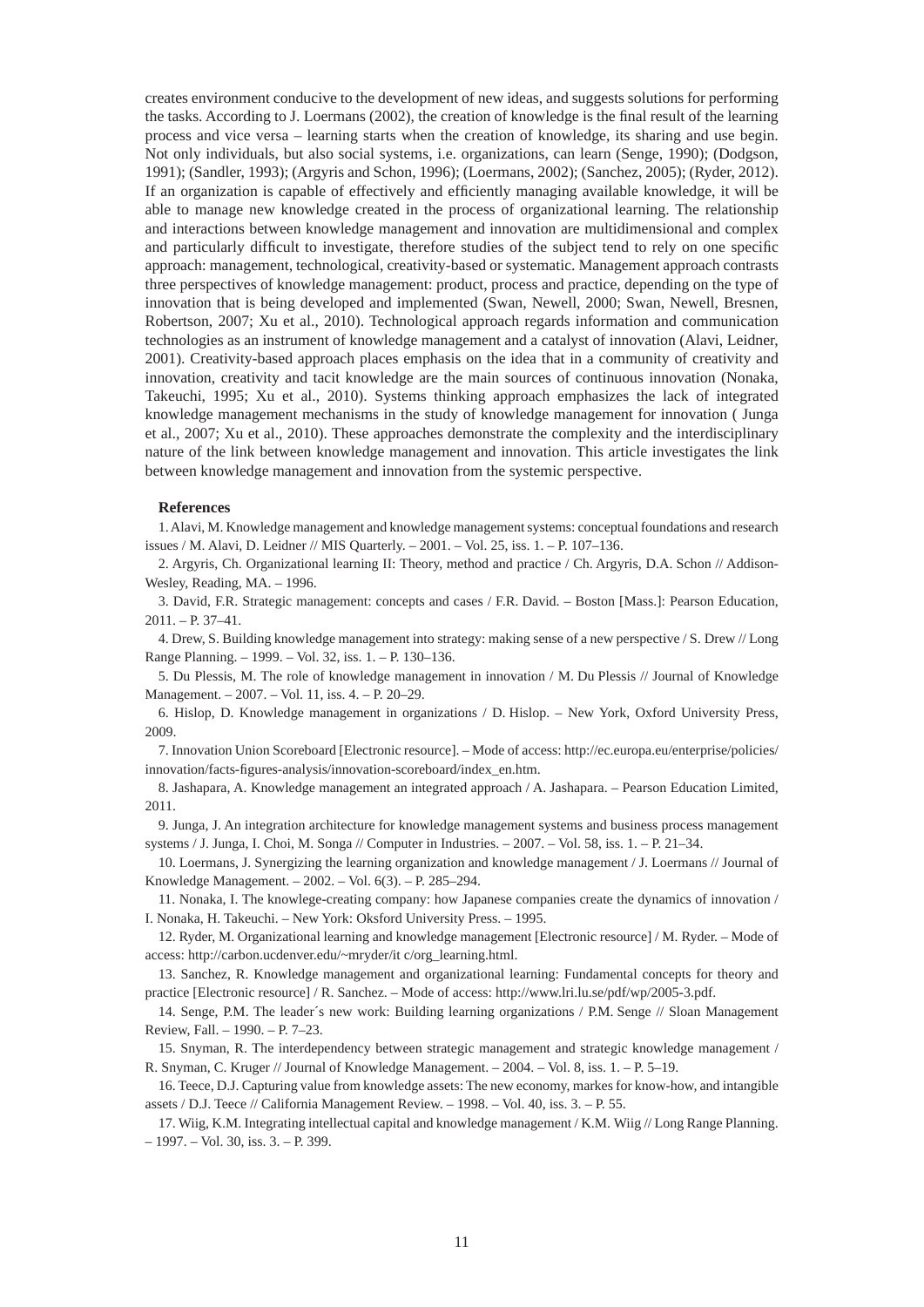creates environment conducive to the development of new ideas, and suggests solutions for performing the tasks. According to J. Loermans (2002), the creation of knowledge is the final result of the learning process and vice versa – learning starts when the creation of knowledge, its sharing and use begin. Not only individuals, but also social systems, i.e. organizations, can learn (Senge, 1990); (Dodgson, 1991); (Sandler, 1993); (Argyris and Schon, 1996); (Loermans, 2002); (Sanchez, 2005); (Ryder, 2012). If an organization is capable of effectively and efficiently managing available knowledge, it will be able to manage new knowledge created in the process of organizational learning. The relationship and interactions between knowledge management and innovation are multidimensional and complex and particularly difficult to investigate, therefore studies of the subject tend to rely on one specific approach: management, technological, creativity-based or systematic. Management approach contrasts three perspectives of knowledge management: product, process and practice, depending on the type of innovation that is being developed and implemented (Swan, Newell, 2000; Swan, Newell, Bresnen, Robertson, 2007; Xu et al., 2010). Technological approach regards information and communication technologies as an instrument of knowledge management and a catalyst of innovation (Alavi, Leidner, 2001). Creativity-based approach places emphasis on the idea that in a community of creativity and innovation, creativity and tacit knowledge are the main sources of continuous innovation (Nonaka, Takeuchi, 1995; Xu et al., 2010). Systems thinking approach emphasizes the lack of integrated knowledge management mechanisms in the study of knowledge management for innovation ( Junga et al., 2007; Xu et al., 2010). These approaches demonstrate the complexity and the interdisciplinary nature of the link between knowledge management and innovation. This article investigates the link between knowledge management and innovation from the systemic perspective.

**References**

1. Alavi, M. Knowledge management and knowledge management systems: conceptual foundations and research issues / M. Alavi, D. Leidner // MIS Quarterly. – 2001. – Vol. 25, iss. 1. – P. 107–136.

2. Argyris, Ch. Organizational learning II: Theory, method and practice / Ch. Argyris, D.A. Schon // Addison-Wesley, Reading, MA. – 1996.

3. David, F.R. Strategic management: concepts and cases / F.R. David. – Boston [Mass.]: Pearson Education, 2011. – P. 37–41.

4. Drew, S. Building knowledge management into strategy: making sense of a new perspective / S. Drew // Long Range Planning. – 1999. – Vol. 32, iss. 1. – P. 130–136.

5. Du Plessis, M. The role of knowledge management in innovation / M. Du Plessis // Journal of Knowledge Management. – 2007. – Vol. 11, iss. 4. – P. 20–29.

6. Hislop, D. Knowledge management in organizations / D. Hislop. – New York, Oxford University Press, 2009.

7. Innovation Union Scoreboard [Electronic resource]. – Mode of access: http://ec.europa.eu/enterprise/policies/innovation/facts-figures-analysis/innovation-scoreboard/index_en.htm.

8. Jashapara, A. Knowledge management an integrated approach / A. Jashapara. – Pearson Education Limited, 2011.

9. Junga, J. An integration architecture for knowledge management systems and business process management systems / J. Junga, I. Choi, M. Songa // Computer in Industries. – 2007. – Vol. 58, iss. 1. – P. 21–34.

10. Loermans, J. Synergizing the learning organization and knowledge management / J. Loermans // Journal of Knowledge Management. – 2002. – Vol. 6(3). – P. 285–294.

11. Nonaka, I. The knowlege-creating company: how Japanese companies create the dynamics of innovation / I. Nonaka, H. Takeuchi. – New York: Oksford University Press. – 1995.

12. Ryder, M. Organizational learning and knowledge management [Electronic resource] / M. Ryder. – Mode of access: http://carbon.ucdenver.edu/~mryder/it c/org_learning.html.

13. Sanchez, R. Knowledge management and organizational learning: Fundamental concepts for theory and practice [Electronic resource] / R. Sanchez. – Mode of access: http://www.lri.lu.se/pdf/wp/2005-3.pdf.

14. Senge, P.M. The leader´s new work: Building learning organizations / P.M. Senge // Sloan Management Review, Fall. – 1990. – P. 7–23.

15. Snyman, R. The interdependency between strategic management and strategic knowledge management / R. Snyman, C. Kruger // Journal of Knowledge Management. – 2004. – Vol. 8, iss. 1. – P. 5–19.

16. Teece, D.J. Capturing value from knowledge assets: The new economy, markes for know-how, and intangible assets / D.J. Teece // California Management Review. – 1998. – Vol. 40, iss. 3. – P. 55.

17. Wiig, K.M. Integrating intellectual capital and knowledge management / K.M. Wiig // Long Range Planning. – 1997. – Vol. 30, iss. 3. – P. 399.